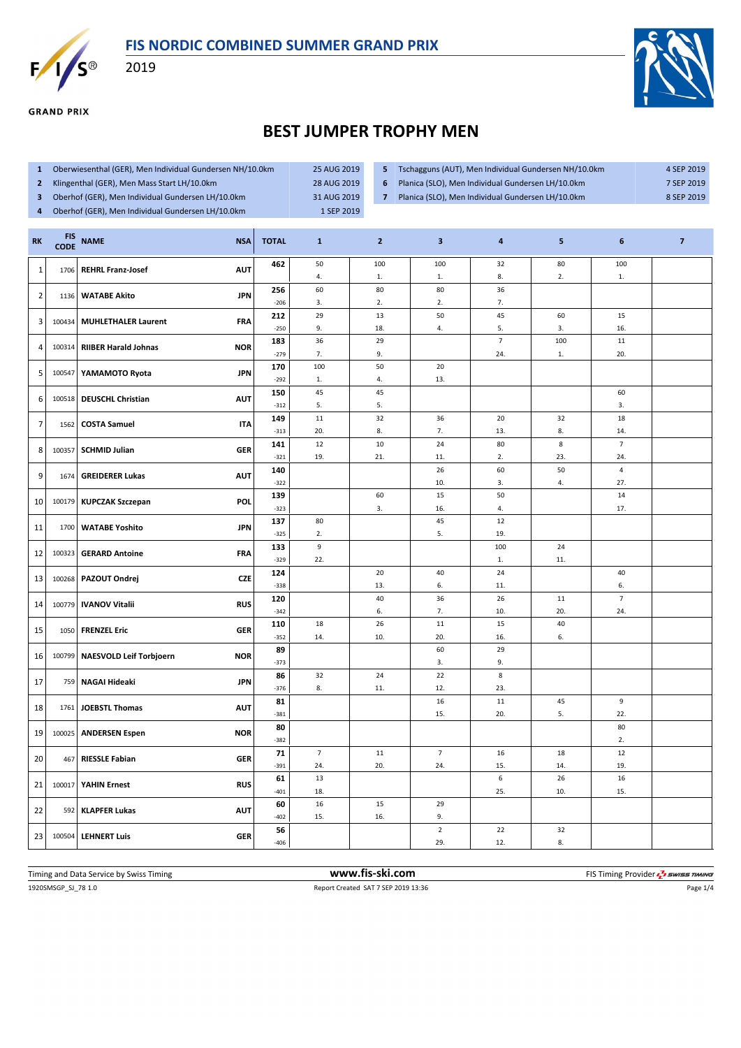# FIS NORDIC COMBINED SUMMER GRAND PRIX

2019

GRAND PRIX

# BEST JUMPER TROPHY MEN

| | | |
|---|---|---|
| 1 | Oberwiesenthal (GER), Men Individual Gundersen NH/10.0km | 25 AUG 2019 |
| 2 | Klingenthal (GER), Men Mass Start LH/10.0km | 28 AUG 2019 |
| 3 | Oberhof (GER), Men Individual Gundersen LH/10.0km | 31 AUG 2019 |
| 4 | Oberhof (GER), Men Individual Gundersen LH/10.0km | 1 SEP 2019 |
| 5 | Tschagguns (AUT), Men Individual Gundersen NH/10.0km | 4 SEP 2019 |
| 6 | Planica (SLO), Men Individual Gundersen LH/10.0km | 7 SEP 2019 |
| 7 | Planica (SLO), Men Individual Gundersen LH/10.0km | 8 SEP 2019 |

| RK | FIS CODE | NAME | NSA | TOTAL | 1 | 2 | 3 | 4 | 5 | 6 | 7 |
|---|---|---|---|---|---|---|---|---|---|---|---|
| 1 | 1706 | REHRL Franz-Josef | AUT | 462 | 50<br>4. | 100<br>1. | 100<br>1. | 32<br>8. | 80<br>2. | 100<br>1. | |
| 2 | 1136 | WATABE Akito | JPN | 256<br>-206 | 60<br>3. | 80<br>2. | 80<br>2. | 36<br>7. | | | |
| 3 | 100434 | MUHLETHALER Laurent | FRA | 212<br>-250 | 29<br>9. | 13<br>18. | 50<br>4. | 45<br>5. | 60<br>3. | 15<br>16. | |
| 4 | 100314 | RIIBER Harald Johnas | NOR | 183<br>-279 | 36<br>7. | 29<br>9. | | 7<br>24. | 100<br>1. | 11<br>20. | |
| 5 | 100547 | YAMAMOTO Ryota | JPN | 170<br>-292 | 100<br>1. | 50<br>4. | 20<br>13. | | | | |
| 6 | 100518 | DEUSCHL Christian | AUT | 150<br>-312 | 45<br>5. | 45<br>5. | | | | 60<br>3. | |
| 7 | 1562 | COSTA Samuel | ITA | 149<br>-313 | 11<br>20. | 32<br>8. | 36<br>7. | 20<br>13. | 32<br>8. | 18<br>14. | |
| 8 | 100357 | SCHMID Julian | GER | 141<br>-321 | 12<br>19. | 10<br>21. | 24<br>11. | 80<br>2. | 8<br>23. | 7<br>24. | |
| 9 | 1674 | GREIDERER Lukas | AUT | 140<br>-322 | | | 26<br>10. | 60<br>3. | 50<br>4. | 4<br>27. | |
| 10 | 100179 | KUPCZAK Szczepan | POL | 139<br>-323 | | 60<br>3. | 15<br>16. | 50<br>4. | | 14<br>17. | |
| 11 | 1700 | WATABE Yoshito | JPN | 137<br>-325 | 80<br>2. | | 45<br>5. | 12<br>19. | | | |
| 12 | 100323 | GERARD Antoine | FRA | 133<br>-329 | 9<br>22. | | | 100<br>1. | 24<br>11. | | |
| 13 | 100268 | PAZOUT Ondrej | CZE | 124<br>-338 | | 20<br>13. | 40<br>6. | 24<br>11. | | 40<br>6. | |
| 14 | 100779 | IVANOV Vitalii | RUS | 120<br>-342 | | 40<br>6. | 36<br>7. | 26<br>10. | 11<br>20. | 7<br>24. | |
| 15 | 1050 | FRENZEL Eric | GER | 110<br>-352 | 18<br>14. | 26<br>10. | 11<br>20. | 15<br>16. | 40<br>6. | | |
| 16 | 100799 | NAESVOLD Leif Torbjoern | NOR | 89<br>-373 | | | 60<br>3. | 29<br>9. | | | |
| 17 | 759 | NAGAI Hideaki | JPN | 86<br>-376 | 32<br>8. | 24<br>11. | 22<br>12. | 8<br>23. | | | |
| 18 | 1761 | JOEBSTL Thomas | AUT | 81<br>-381 | | | 16<br>15. | 11<br>20. | 45<br>5. | 9<br>22. | |
| 19 | 100025 | ANDERSEN Espen | NOR | 80<br>-382 | | | | | | 80<br>2. | |
| 20 | 467 | RIESSLE Fabian | GER | 71<br>-391 | 7<br>24. | 11<br>20. | 7<br>24. | 16<br>15. | 18<br>14. | 12<br>19. | |
| 21 | 100017 | YAHIN Ernest | RUS | 61<br>-401 | 13<br>18. | | | 6<br>25. | 26<br>10. | 16<br>15. | |
| 22 | 592 | KLAPFER Lukas | AUT | 60<br>-402 | 16<br>15. | 15<br>16. | 29<br>9. | | | | |
| 23 | 100504 | LEHNERT Luis | GER | 56<br>-406 | | | 2<br>29. | 22<br>12. | 32<br>8. | | |

Timing and Data Service by Swiss Timing — www.fis-ski.com — FIS Timing Provider SWISS TIMING

1920SMSGP_SJ_78 1.0 — Report Created SAT 7 SEP 2019 13:36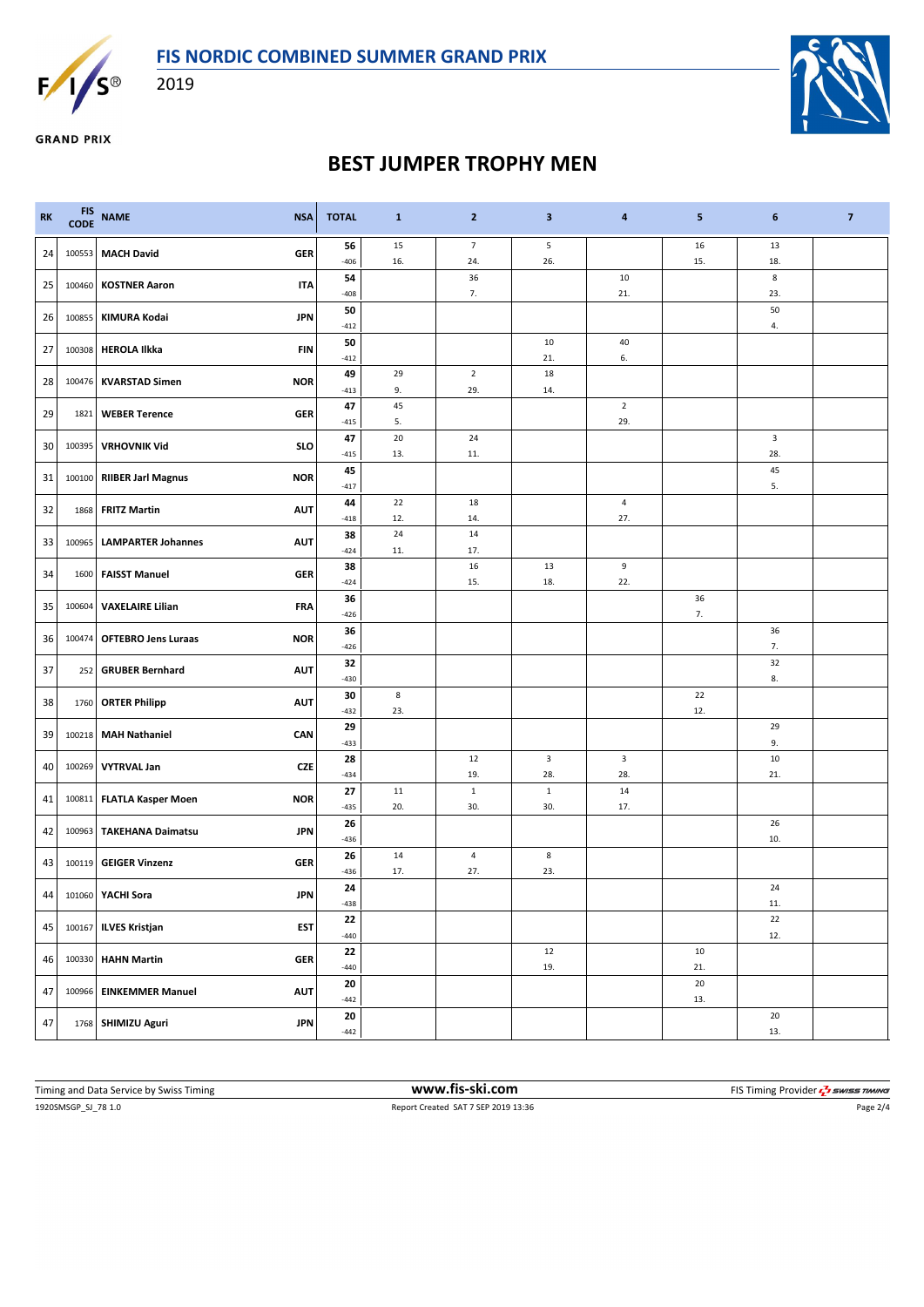# FIS NORDIC COMBINED SUMMER GRAND PRIX

2019

## BEST JUMPER TROPHY MEN

| RK | FIS CODE | NAME | NSA | TOTAL | 1 | 2 | 3 | 4 | 5 | 6 | 7 |
|---|---|---|---|---|---|---|---|---|---|---|---|
| 24 | 100553 | MACH David | GER | 56<br>-406 | 15<br>16. | 7<br>24. | 5<br>26. | | 16<br>15. | 13<br>18. | |
| 25 | 100460 | KOSTNER Aaron | ITA | 54<br>-408 | | 36<br>7. | | 10<br>21. | | 8<br>23. | |
| 26 | 100855 | KIMURA Kodai | JPN | 50<br>-412 | | | | | | 50<br>4. | |
| 27 | 100308 | HEROLA Ilkka | FIN | 50<br>-412 | | | 10<br>21. | 40<br>6. | | | |
| 28 | 100476 | KVARSTAD Simen | NOR | 49<br>-413 | 29<br>9. | 2<br>29. | 18<br>14. | | | | |
| 29 | 1821 | WEBER Terence | GER | 47<br>-415 | 45<br>5. | | | 2<br>29. | | | |
| 30 | 100395 | VRHOVNIK Vid | SLO | 47<br>-415 | 20<br>13. | 24<br>11. | | | | 3<br>28. | |
| 31 | 100100 | RIIBER Jarl Magnus | NOR | 45<br>-417 | | | | | | 45<br>5. | |
| 32 | 1868 | FRITZ Martin | AUT | 44<br>-418 | 22<br>12. | 18<br>14. | | 4<br>27. | | | |
| 33 | 100965 | LAMPARTER Johannes | AUT | 38<br>-424 | 24<br>11. | 14<br>17. | | | | | |
| 34 | 1600 | FAISST Manuel | GER | 38<br>-424 | | 16<br>15. | 13<br>18. | 9<br>22. | | | |
| 35 | 100604 | VAXELAIRE Lilian | FRA | 36<br>-426 | | | | | 36<br>7. | | |
| 36 | 100474 | OFTEBRO Jens Luraas | NOR | 36<br>-426 | | | | | | 36<br>7. | |
| 37 | 252 | GRUBER Bernhard | AUT | 32<br>-430 | | | | | | 32<br>8. | |
| 38 | 1760 | ORTER Philipp | AUT | 30<br>-432 | 8<br>23. | | | | 22<br>12. | | |
| 39 | 100218 | MAH Nathaniel | CAN | 29<br>-433 | | | | | | 29<br>9. | |
| 40 | 100269 | VYTRVAL Jan | CZE | 28<br>-434 | | 12<br>19. | 3<br>28. | 3<br>28. | | 10<br>21. | |
| 41 | 100811 | FLATLA Kasper Moen | NOR | 27<br>-435 | 11<br>20. | 1<br>30. | 1<br>30. | 14<br>17. | | | |
| 42 | 100963 | TAKEHANA Daimatsu | JPN | 26<br>-436 | | | | | | 26<br>10. | |
| 43 | 100119 | GEIGER Vinzenz | GER | 26<br>-436 | 14<br>17. | 4<br>27. | 8<br>23. | | | | |
| 44 | 101060 | YACHI Sora | JPN | 24<br>-438 | | | | | | 24<br>11. | |
| 45 | 100167 | ILVES Kristjan | EST | 22<br>-440 | | | | | | 22<br>12. | |
| 46 | 100330 | HAHN Martin | GER | 22<br>-440 | | | 12<br>19. | | 10<br>21. | | |
| 47 | 100966 | EINKEMMER Manuel | AUT | 20<br>-442 | | | | | 20<br>13. | | |
| 47 | 1768 | SHIMIZU Aguri | JPN | 20<br>-442 | | | | | | 20<br>13. | |

Timing and Data Service by Swiss Timing | www.fis-ski.com | FIS Timing Provider SWISS TIMING

1920SMSGP_SJ_78 1.0 | Report Created SAT 7 SEP 2019 13:36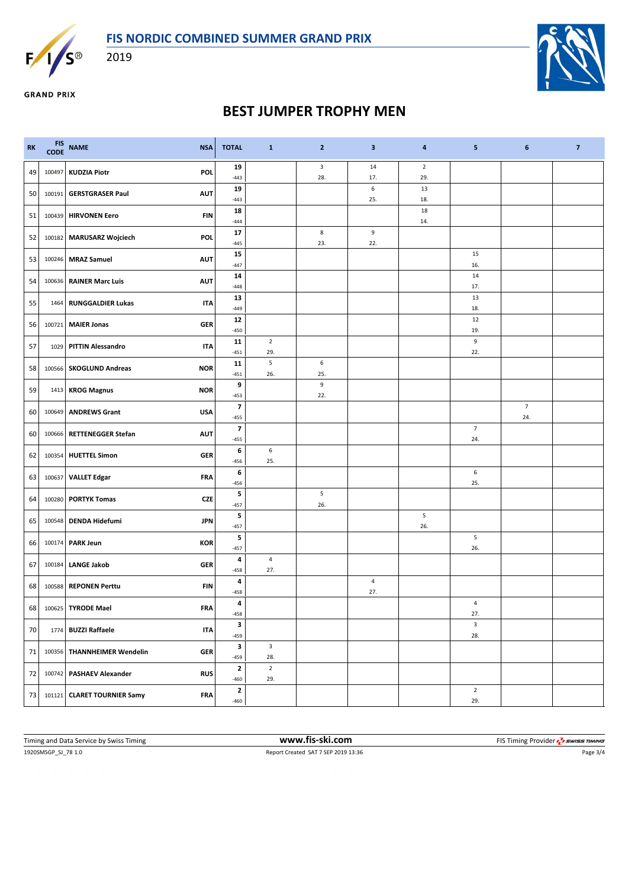# FIS NORDIC COMBINED SUMMER GRAND PRIX

2019

## BEST JUMPER TROPHY MEN

| RK | FIS CODE | NAME | NSA | TOTAL | 1 | 2 | 3 | 4 | 5 | 6 | 7 |
|---|---|---|---|---|---|---|---|---|---|---|---|
| 49 | 100497 | KUDZIA Piotr | POL | 19<br>-443 | | 3<br>28. | 14<br>17. | 2<br>29. | | | |
| 50 | 100191 | GERSTGRASER Paul | AUT | 19<br>-443 | | | 6<br>25. | 13<br>18. | | | |
| 51 | 100439 | HIRVONEN Eero | FIN | 18<br>-444 | | | | 18<br>14. | | | |
| 52 | 100182 | MARUSARZ Wojciech | POL | 17<br>-445 | | 8<br>23. | 9<br>22. | | | | |
| 53 | 100246 | MRAZ Samuel | AUT | 15<br>-447 | | | | | 15<br>16. | | |
| 54 | 100636 | RAINER Marc Luis | AUT | 14<br>-448 | | | | | 14<br>17. | | |
| 55 | 1464 | RUNGGALDIER Lukas | ITA | 13<br>-449 | | | | | 13<br>18. | | |
| 56 | 100721 | MAIER Jonas | GER | 12<br>-450 | | | | | 12<br>19. | | |
| 57 | 1029 | PITTIN Alessandro | ITA | 11<br>-451 | 2<br>29. | | | | 9<br>22. | | |
| 58 | 100566 | SKOGLUND Andreas | NOR | 11<br>-451 | 5<br>26. | 6<br>25. | | | | | |
| 59 | 1413 | KROG Magnus | NOR | 9<br>-453 | | 9<br>22. | | | | | |
| 60 | 100649 | ANDREWS Grant | USA | 7<br>-455 | | | | | | 7<br>24. | |
| 60 | 100666 | RETTENEGGER Stefan | AUT | 7<br>-455 | | | | | 7<br>24. | | |
| 62 | 100354 | HUETTEL Simon | GER | 6<br>-456 | 6<br>25. | | | | | | |
| 63 | 100637 | VALLET Edgar | FRA | 6<br>-456 | | | | | 6<br>25. | | |
| 64 | 100280 | PORTYK Tomas | CZE | 5<br>-457 | | 5<br>26. | | | | | |
| 65 | 100548 | DENDA Hidefumi | JPN | 5<br>-457 | | | | 5<br>26. | | | |
| 66 | 100174 | PARK Jeun | KOR | 5<br>-457 | | | | | 5<br>26. | | |
| 67 | 100184 | LANGE Jakob | GER | 4<br>-458 | 4<br>27. | | | | | | |
| 68 | 100588 | REPONEN Perttu | FIN | 4<br>-458 | | | 4<br>27. | | | | |
| 68 | 100625 | TYRODE Mael | FRA | 4<br>-458 | | | | | 4<br>27. | | |
| 70 | 1774 | BUZZI Raffaele | ITA | 3<br>-459 | | | | | 3<br>28. | | |
| 71 | 100356 | THANNHEIMER Wendelin | GER | 3<br>-459 | 3<br>28. | | | | | | |
| 72 | 100742 | PASHAEV Alexander | RUS | 2<br>-460 | 2<br>29. | | | | | | |
| 73 | 101121 | CLARET TOURNIER Samy | FRA | 2<br>-460 | | | | | 2<br>29. | | |

Timing and Data Service by Swiss Timing | www.fis-ski.com | FIS Timing Provider SWISS TIMING

1920SMSGP_SJ_78 1.0 | Report Created SAT 7 SEP 2019 13:36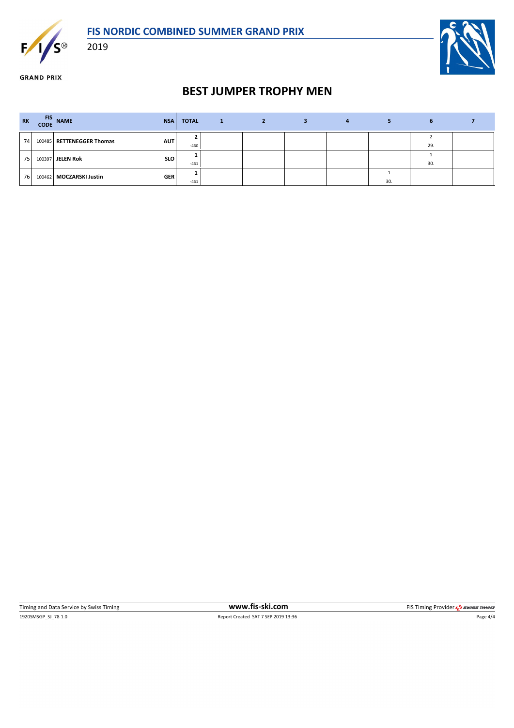# FIS NORDIC COMBINED SUMMER GRAND PRIX

2019

GRAND PRIX

## BEST JUMPER TROPHY MEN

| RK | FIS CODE | NAME | NSA | TOTAL | 1 | 2 | 3 | 4 | 5 | 6 | 7 |
|---|---|---|---|---|---|---|---|---|---|---|---|
| 74 | 100485 | **RETTENEGGER Thomas** | AUT | **2** -460 | | | | | | 2 29. | |
| 75 | 100397 | **JELEN Rok** | SLO | **1** -461 | | | | | | 1 30. | |
| 76 | 100462 | **MOCZARSKI Justin** | GER | **1** -461 | | | | | 1 30. | | |

Timing and Data Service by Swiss Timing | www.fis-ski.com | FIS Timing Provider SWISS TIMING

1920SMSGP_SJ_78 1.0 | Report Created SAT 7 SEP 2019 13:36